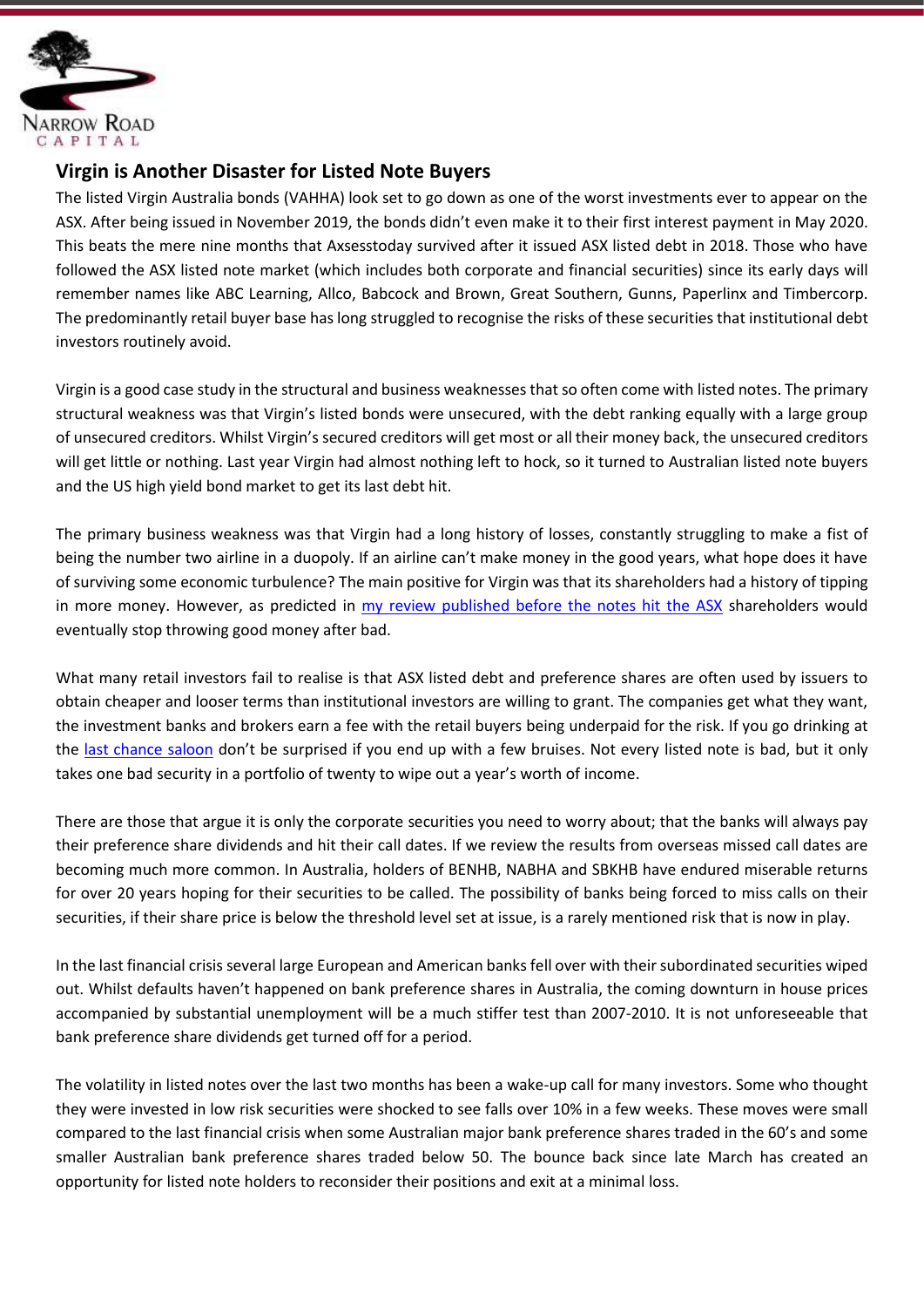## Virgin is Another Disaster for Listed Note Buyers

The listed Virgin Australia bonds (VAHHA) look set to go down as one of the worst investments ever to appear on the ASX. After being issued in November 2019, the bonds didn't even make it to their first interest payment in May 2020. This beats the mere nine months that Axsesstoday survived after it issued ASX listed debt in 2018. Those who have followed the ASX listed note market (which includes both corporate and financial securities) since its early days will remember names like ABC Learning, Allco, Babcock and Brown, Great Southern, Gunns, Paperlinx and Timbercorp. The predominantly retail buyer base has long struggled to recognise the risks of these securities that institutional debt investors routinely avoid.

Virgin is a good case study in the structural and business weaknesses that so often come with listed notes. The primary structural weakness was that Virgin's listed bonds were unsecured, with the debt ranking equally with a large group of unsecured creditors. Whilst Virgin's secured creditors will get most or all their money back, the unsecured creditors will get little or nothing. Last year Virgin had almost nothing left to hock, so it turned to Australian listed note buyers and the US high yield bond market to get its last debt hit.

The primary business weakness was that Virgin had a long history of losses, constantly struggling to make a fist of being the number two airline in a duopoly. If an airline can't make money in the good years, what hope does it have of surviving some economic turbulence? The main positive for Virgin was that its shareholders had a history of tipping in more money. However, as predicted in my review published before the notes hit the ASX shareholders would eventually stop throwing good money after bad.

What many retail investors fail to realise is that ASX listed debt and preference shares are often used by issuers to obtain cheaper and looser terms than institutional investors are willing to grant. The companies get what they want, the investment banks and brokers earn a fee with the retail buyers being underpaid for the risk. If you go drinking at the last chance saloon don't be surprised if you end up with a few bruises. Not every listed note is bad, but it only takes one bad security in a portfolio of twenty to wipe out a year's worth of income.

There are those that argue it is only the corporate securities you need to worry about; that the banks will always pay their preference share dividends and hit their call dates. If we review the results from overseas missed call dates are becoming much more common. In Australia, holders of BENHB, NABHA and SBKHB have endured miserable returns for over 20 years hoping for their securities to be called. The possibility of banks being forced to miss calls on their securities, if their share price is below the threshold level set at issue, is a rarely mentioned risk that is now in play.

In the last financial crisis several large European and American banks fell over with their subordinated securities wiped out. Whilst defaults haven't happened on bank preference shares in Australia, the coming downturn in house prices accompanied by substantial unemployment will be a much stiffer test than 2007-2010. It is not unforeseeable that bank preference share dividends get turned off for a period.

The volatility in listed notes over the last two months has been a wake-up call for many investors. Some who thought they were invested in low risk securities were shocked to see falls over 10% in a few weeks. These moves were small compared to the last financial crisis when some Australian major bank preference shares traded in the 60's and some smaller Australian bank preference shares traded below 50. The bounce back since late March has created an opportunity for listed note holders to reconsider their positions and exit at a minimal loss.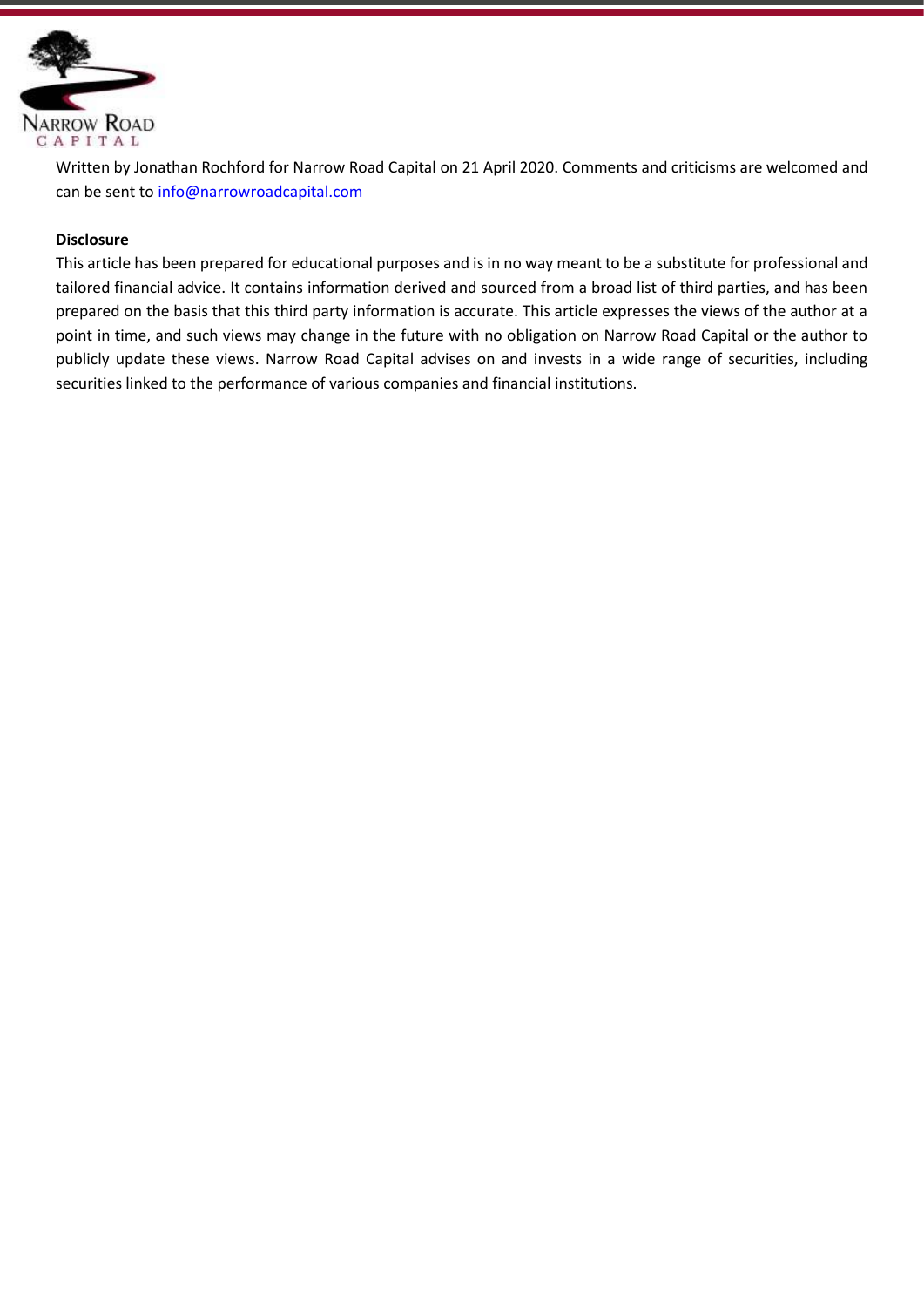Written by Jonathan Rochford for Narrow Road Capital on 21 April 2020. Comments and criticisms are welcomed and can be sent to info@narrowroadcapital.com

**Disclosure**

This article has been prepared for educational purposes and is in no way meant to be a substitute for professional and tailored financial advice. It contains information derived and sourced from a broad list of third parties, and has been prepared on the basis that this third party information is accurate. This article expresses the views of the author at a point in time, and such views may change in the future with no obligation on Narrow Road Capital or the author to publicly update these views. Narrow Road Capital advises on and invests in a wide range of securities, including securities linked to the performance of various companies and financial institutions.